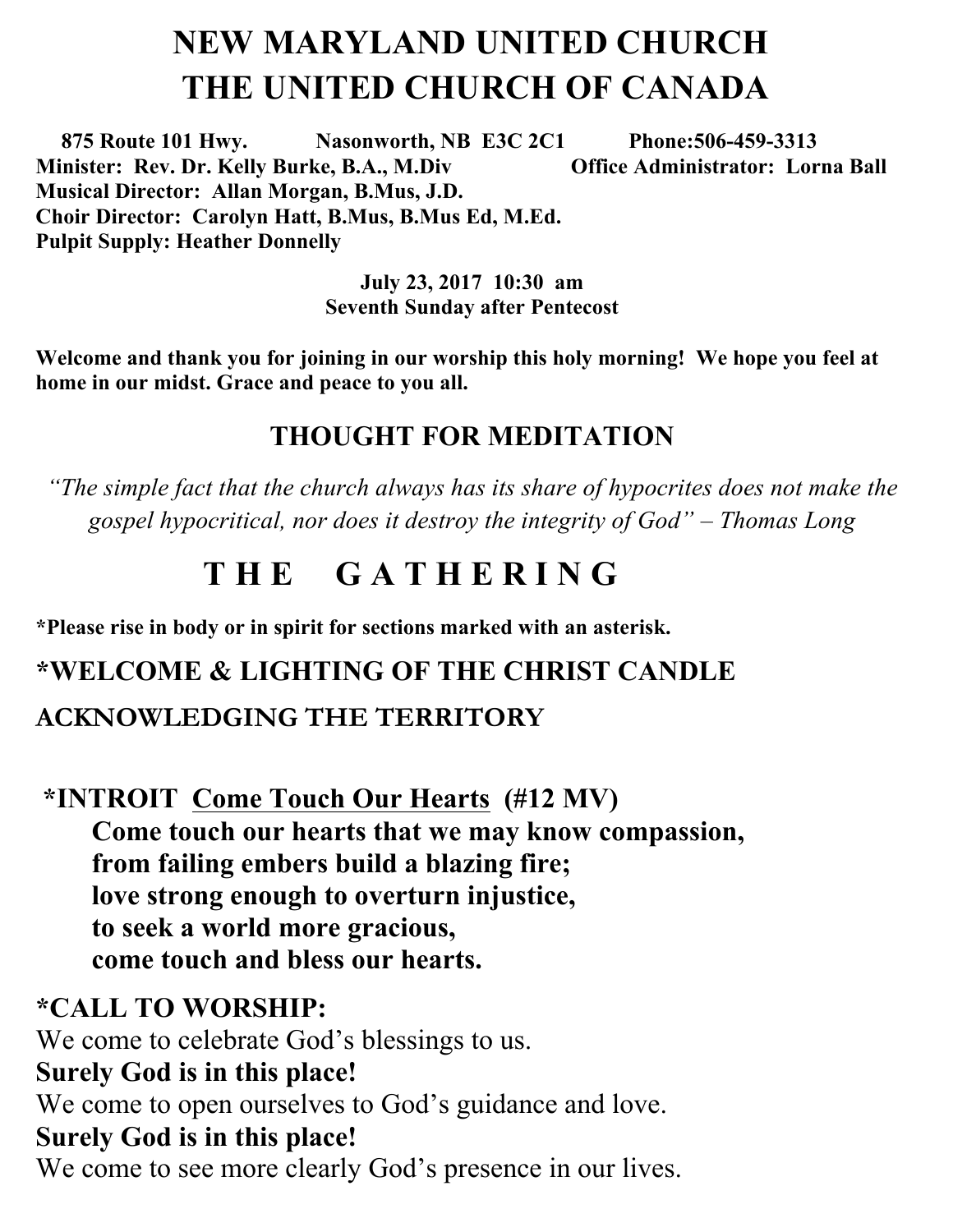# NEW MARYLAND UNITED CHURCH
# THE UNITED CHURCH OF CANADA

**875 Route 101 Hwy. Nasonworth, NB E3C 2C1 Phone:506-459-3313**
**Minister: Rev. Dr. Kelly Burke, B.A., M.Div Office Administrator: Lorna Ball**
**Musical Director: Allan Morgan, B.Mus, J.D.**
**Choir Director: Carolyn Hatt, B.Mus, B.Mus Ed, M.Ed.**
**Pulpit Supply: Heather Donnelly**

**July 23, 2017 10:30 am**
**Seventh Sunday after Pentecost**

**Welcome and thank you for joining in our worship this holy morning! We hope you feel at home in our midst. Grace and peace to you all.**

## THOUGHT FOR MEDITATION

*"The simple fact that the church always has its share of hypocrites does not make the gospel hypocritical, nor does it destroy the integrity of God" – Thomas Long*

## T H E G A T H E R I N G

**\*Please rise in body or in spirit for sections marked with an asterisk.**

### *WELCOME & LIGHTING OF THE CHRIST CANDLE

### ACKNOWLEDGING THE TERRITORY

### *INTROIT Come Touch Our Hearts (#12 MV)

**Come touch our hearts that we may know compassion,**
**from failing embers build a blazing fire;**
**love strong enough to overturn injustice,**
**to seek a world more gracious,**
**come touch and bless our hearts.**

### *CALL TO WORSHIP:

We come to celebrate God's blessings to us.
**Surely God is in this place!**
We come to open ourselves to God's guidance and love.
**Surely God is in this place!**
We come to see more clearly God's presence in our lives.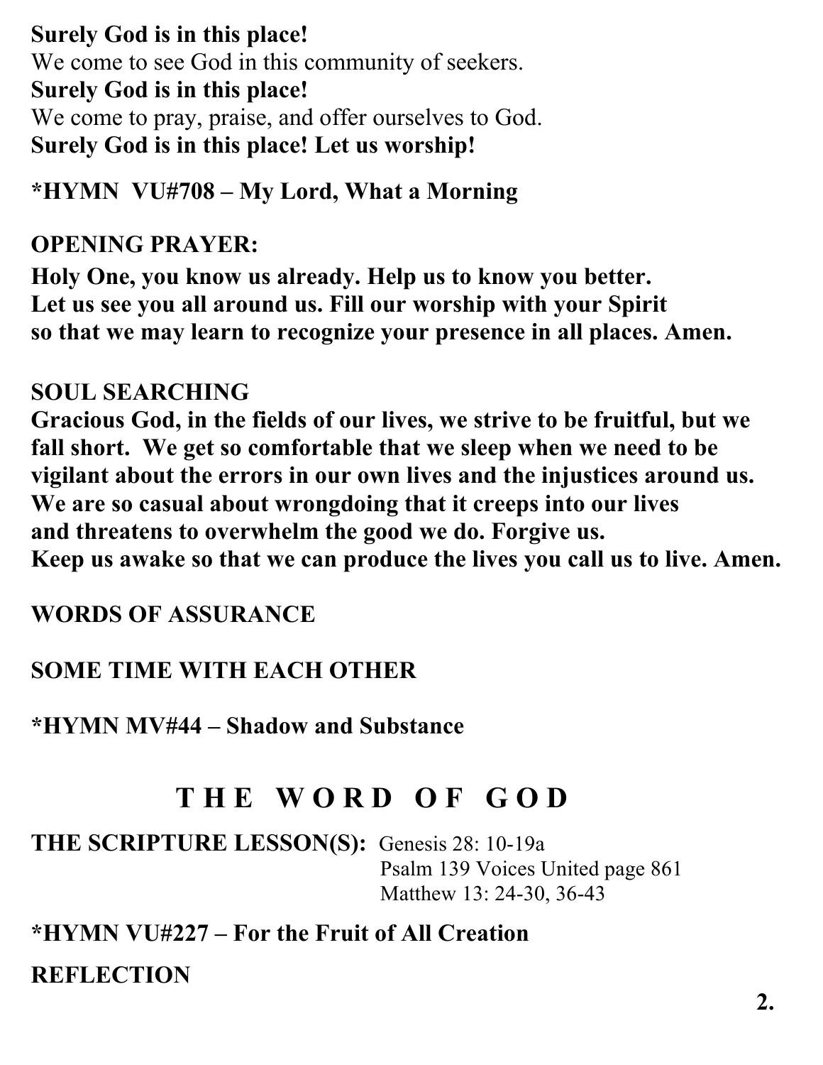**Surely God is in this place!**
We come to see God in this community of seekers.
**Surely God is in this place!**
We come to pray, praise, and offer ourselves to God.
**Surely God is in this place! Let us worship!**

**\*HYMN VU#708 – My Lord, What a Morning**

**OPENING PRAYER:**

**Holy One, you know us already. Help us to know you better.
Let us see you all around us. Fill our worship with your Spirit
so that we may learn to recognize your presence in all places. Amen.**

**SOUL SEARCHING**

**Gracious God, in the fields of our lives, we strive to be fruitful, but we fall short. We get so comfortable that we sleep when we need to be vigilant about the errors in our own lives and the injustices around us. We are so casual about wrongdoing that it creeps into our lives and threatens to overwhelm the good we do. Forgive us.
Keep us awake so that we can produce the lives you call us to live. Amen.**

**WORDS OF ASSURANCE**

**SOME TIME WITH EACH OTHER**

**\*HYMN MV#44 – Shadow and Substance**

## T H E W O R D O F G O D

**THE SCRIPTURE LESSON(S):** Genesis 28: 10-19a
Psalm 139 Voices United page 861
Matthew 13: 24-30, 36-43

**\*HYMN VU#227 – For the Fruit of All Creation**

**REFLECTION**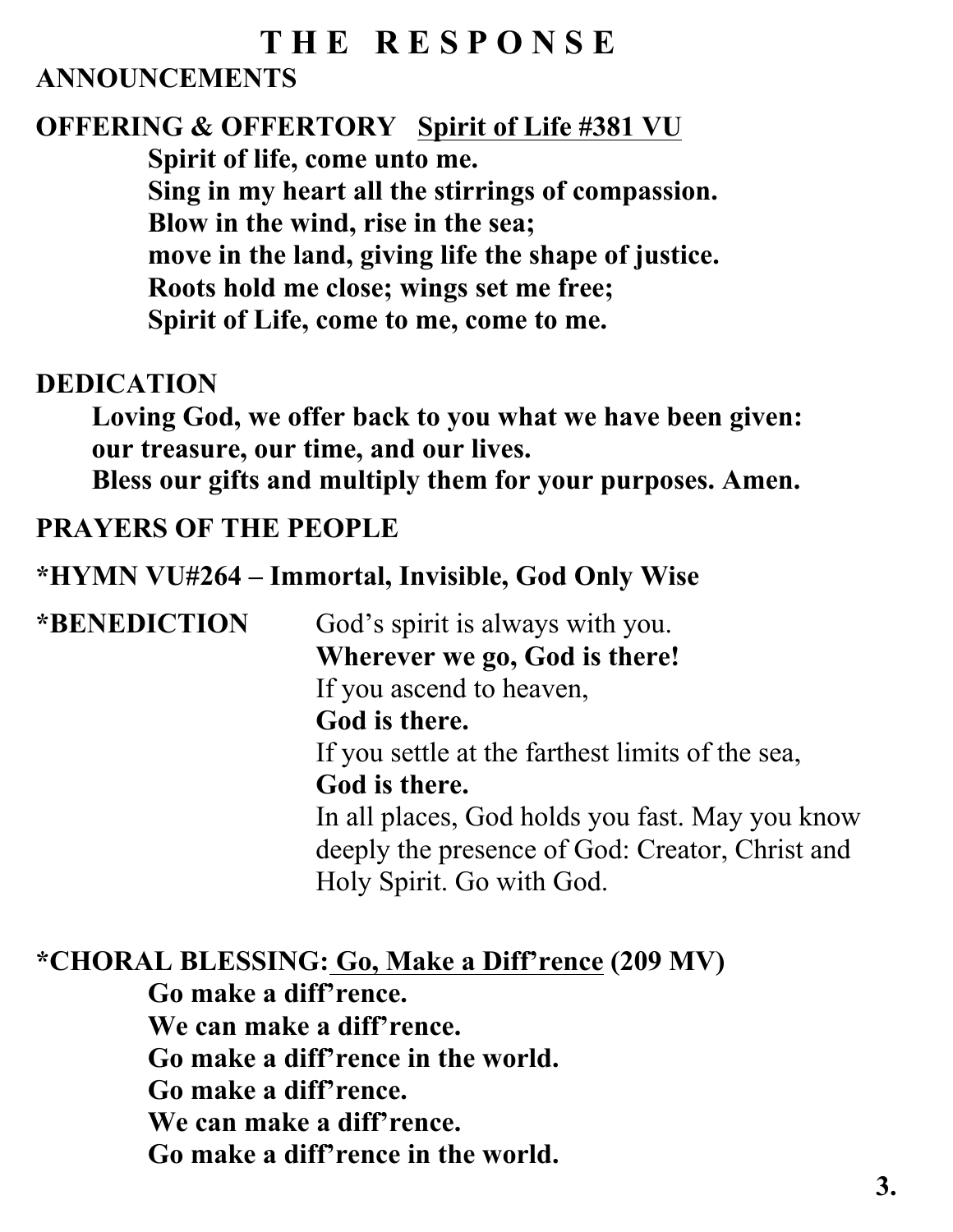# T H E R E S P O N S E

**ANNOUNCEMENTS**

**OFFERING & OFFERTORY** **Spirit of Life #381 VU**

**Spirit of life, come unto me.**
**Sing in my heart all the stirrings of compassion.**
**Blow in the wind, rise in the sea;**
**move in the land, giving life the shape of justice.**
**Roots hold me close; wings set me free;**
**Spirit of Life, come to me, come to me.**

**DEDICATION**

**Loving God, we offer back to you what we have been given:**
**our treasure, our time, and our lives.**
**Bless our gifts and multiply them for your purposes. Amen.**

**PRAYERS OF THE PEOPLE**

**\*HYMN VU#264 – Immortal, Invisible, God Only Wise**

**\*BENEDICTION** God's spirit is always with you.
**Wherever we go, God is there!**
If you ascend to heaven,
**God is there.**
If you settle at the farthest limits of the sea,
**God is there.**
In all places, God holds you fast. May you know deeply the presence of God: Creator, Christ and Holy Spirit. Go with God.

**\*CHORAL BLESSING: Go, Make a Diff'rence (209 MV)**

**Go make a diff'rence.**
**We can make a diff'rence.**
**Go make a diff'rence in the world.**
**Go make a diff'rence.**
**We can make a diff'rence.**
**Go make a diff'rence in the world.**